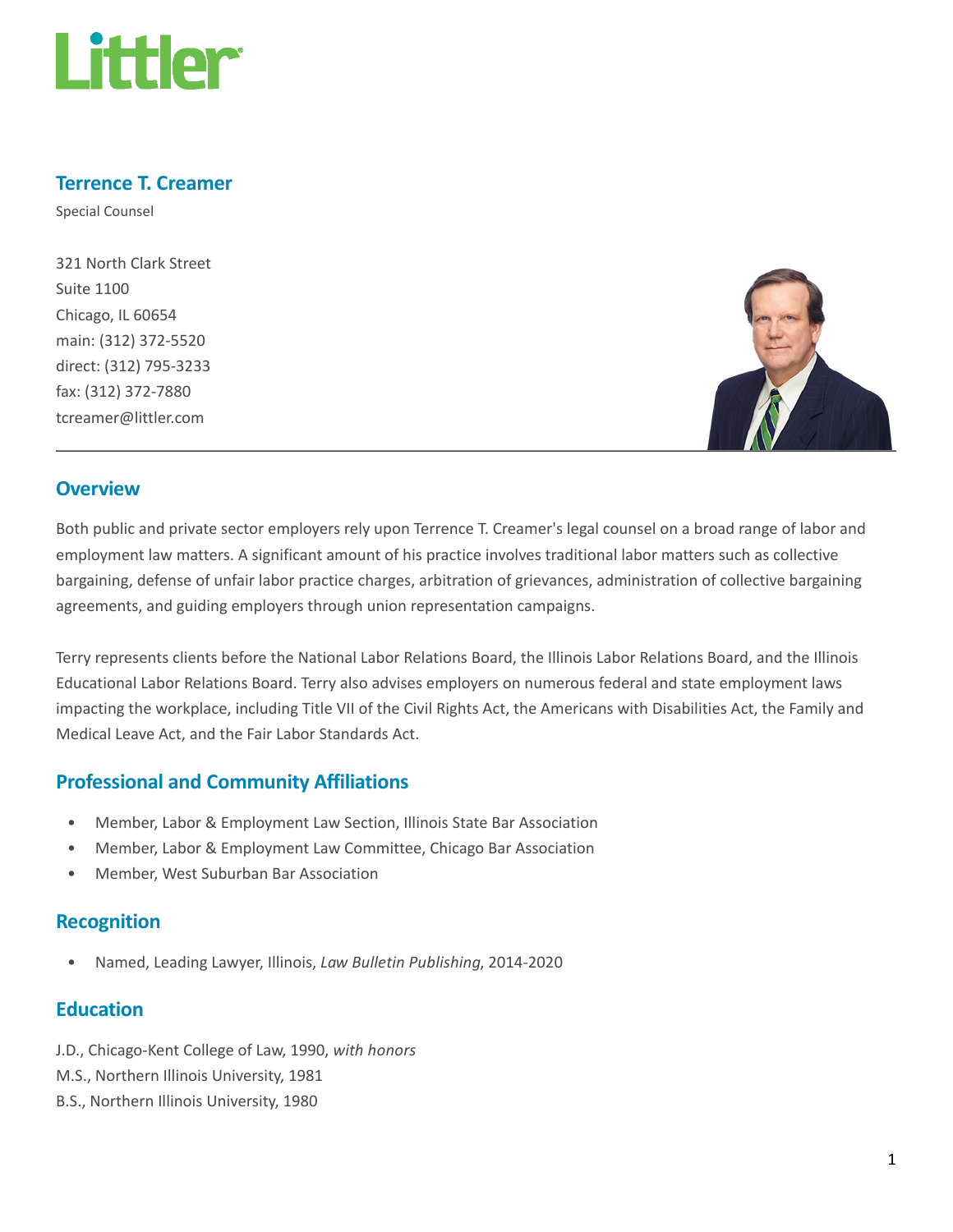# Terrence T. Creamer

Special Counsel

321 North Clark Street
Suite 1100
Chicago, IL 60654
main: (312) 372-5520
direct: (312) 795-3233
fax: (312) 372-7880
tcreamer@littler.com

## Overview

Both public and private sector employers rely upon Terrence T. Creamer's legal counsel on a broad range of labor and employment law matters. A significant amount of his practice involves traditional labor matters such as collective bargaining, defense of unfair labor practice charges, arbitration of grievances, administration of collective bargaining agreements, and guiding employers through union representation campaigns.

Terry represents clients before the National Labor Relations Board, the Illinois Labor Relations Board, and the Illinois Educational Labor Relations Board. Terry also advises employers on numerous federal and state employment laws impacting the workplace, including Title VII of the Civil Rights Act, the Americans with Disabilities Act, the Family and Medical Leave Act, and the Fair Labor Standards Act.

## Professional and Community Affiliations

- Member, Labor & Employment Law Section, Illinois State Bar Association
- Member, Labor & Employment Law Committee, Chicago Bar Association
- Member, West Suburban Bar Association

## Recognition

- Named, Leading Lawyer, Illinois, *Law Bulletin Publishing*, 2014-2020

## Education

J.D., Chicago-Kent College of Law, 1990, *with honors*
M.S., Northern Illinois University, 1981
B.S., Northern Illinois University, 1980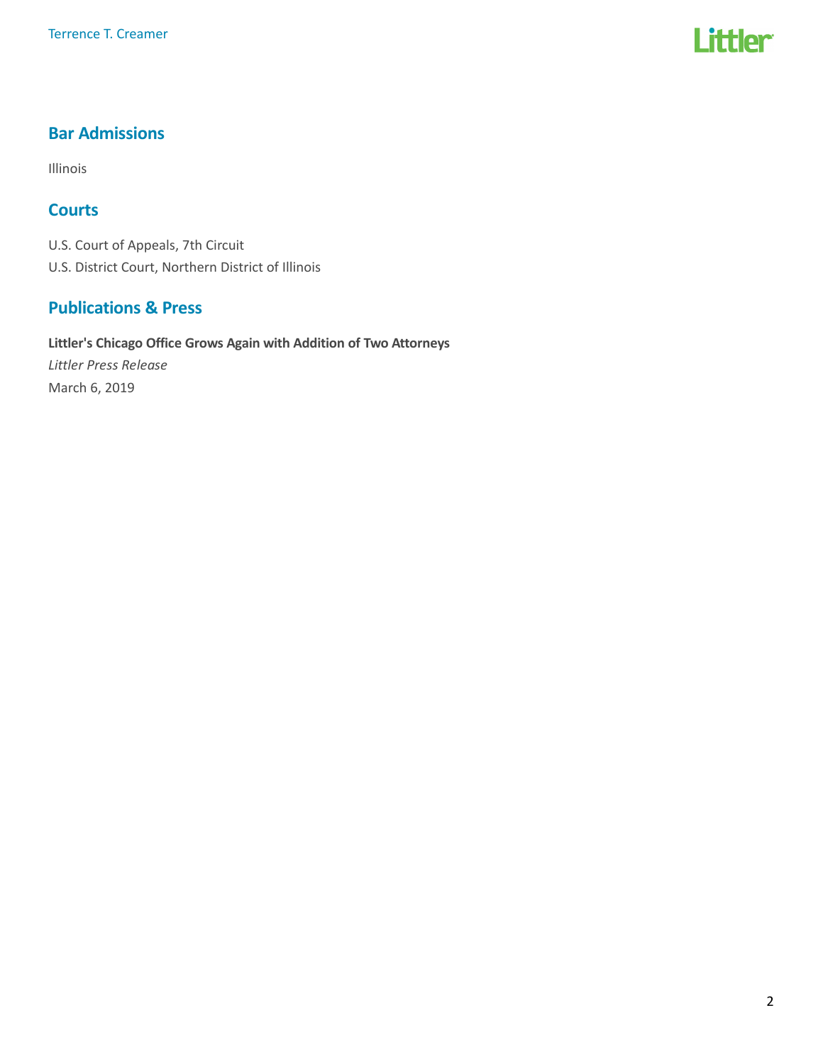## Bar Admissions

Illinois

## Courts

U.S. Court of Appeals, 7th Circuit
U.S. District Court, Northern District of Illinois

## Publications & Press

**Littler's Chicago Office Grows Again with Addition of Two Attorneys**
*Littler Press Release*
March 6, 2019